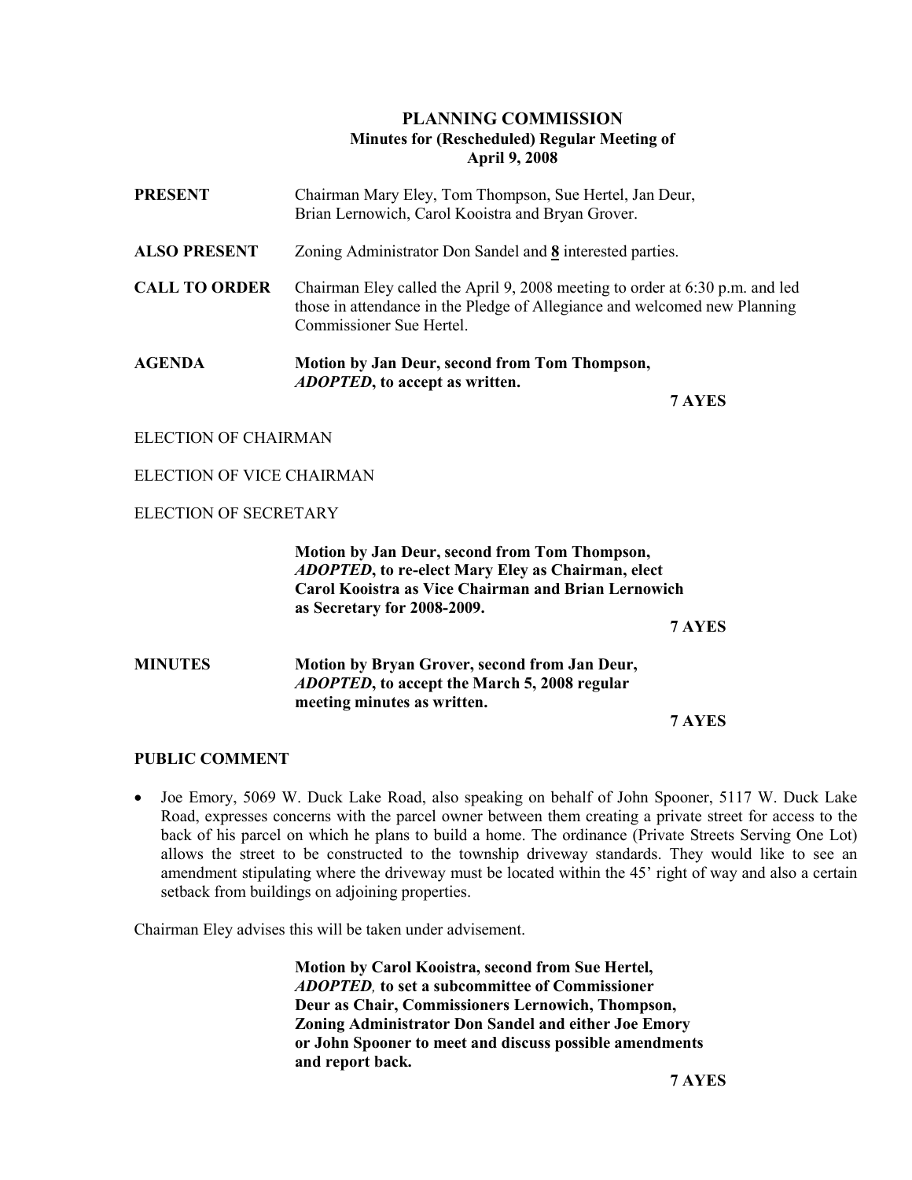# PLANNING COMMISSION

## Minutes for (Rescheduled) Regular Meeting of April 9, 2008

**PRESENT** Chairman Mary Eley, Tom Thompson, Sue Hertel, Jan Deur, Brian Lernowich, Carol Kooistra and Bryan Grover.

**ALSO PRESENT** Zoning Administrator Don Sandel and **8** interested parties.

**CALL TO ORDER** Chairman Eley called the April 9, 2008 meeting to order at 6:30 p.m. and led those in attendance in the Pledge of Allegiance and welcomed new Planning Commissioner Sue Hertel.

**AGENDA** **Motion by Jan Deur, second from Tom Thompson, *ADOPTED*, to accept as written.**

**7 AYES**

ELECTION OF CHAIRMAN

ELECTION OF VICE CHAIRMAN

ELECTION OF SECRETARY

**Motion by Jan Deur, second from Tom Thompson, *ADOPTED*, to re-elect Mary Eley as Chairman, elect Carol Kooistra as Vice Chairman and Brian Lernowich as Secretary for 2008-2009.**

**7 AYES**

**MINUTES** **Motion by Bryan Grover, second from Jan Deur, *ADOPTED*, to accept the March 5, 2008 regular meeting minutes as written.**

**7 AYES**

**PUBLIC COMMENT**

- Joe Emory, 5069 W. Duck Lake Road, also speaking on behalf of John Spooner, 5117 W. Duck Lake Road, expresses concerns with the parcel owner between them creating a private street for access to the back of his parcel on which he plans to build a home. The ordinance (Private Streets Serving One Lot) allows the street to be constructed to the township driveway standards. They would like to see an amendment stipulating where the driveway must be located within the 45' right of way and also a certain setback from buildings on adjoining properties.

Chairman Eley advises this will be taken under advisement.

**Motion by Carol Kooistra, second from Sue Hertel, *ADOPTED,* to set a subcommittee of Commissioner Deur as Chair, Commissioners Lernowich, Thompson, Zoning Administrator Don Sandel and either Joe Emory or John Spooner to meet and discuss possible amendments and report back.**

**7 AYES**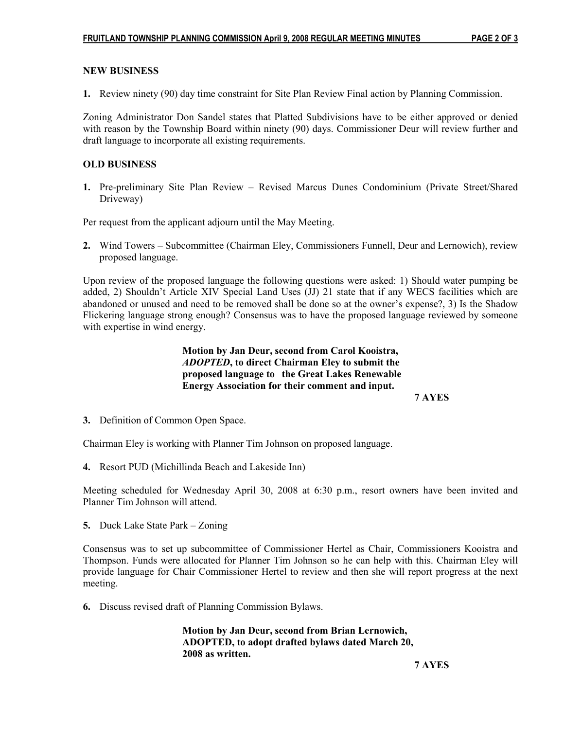**NEW BUSINESS**

**1.** Review ninety (90) day time constraint for Site Plan Review Final action by Planning Commission.

Zoning Administrator Don Sandel states that Platted Subdivisions have to be either approved or denied with reason by the Township Board within ninety (90) days. Commissioner Deur will review further and draft language to incorporate all existing requirements.

**OLD BUSINESS**

**1.** Pre-preliminary Site Plan Review – Revised Marcus Dunes Condominium (Private Street/Shared Driveway)

Per request from the applicant adjourn until the May Meeting.

**2.** Wind Towers – Subcommittee (Chairman Eley, Commissioners Funnell, Deur and Lernowich), review proposed language.

Upon review of the proposed language the following questions were asked: 1) Should water pumping be added, 2) Shouldn't Article XIV Special Land Uses (JJ) 21 state that if any WECS facilities which are abandoned or unused and need to be removed shall be done so at the owner's expense?, 3) Is the Shadow Flickering language strong enough? Consensus was to have the proposed language reviewed by someone with expertise in wind energy.

> **Motion by Jan Deur, second from Carol Kooistra, *ADOPTED*, to direct Chairman Eley to submit the proposed language to the Great Lakes Renewable Energy Association for their comment and input.**
>
> **7 AYES**

**3.** Definition of Common Open Space.

Chairman Eley is working with Planner Tim Johnson on proposed language.

**4.** Resort PUD (Michillinda Beach and Lakeside Inn)

Meeting scheduled for Wednesday April 30, 2008 at 6:30 p.m., resort owners have been invited and Planner Tim Johnson will attend.

**5.** Duck Lake State Park – Zoning

Consensus was to set up subcommittee of Commissioner Hertel as Chair, Commissioners Kooistra and Thompson. Funds were allocated for Planner Tim Johnson so he can help with this. Chairman Eley will provide language for Chair Commissioner Hertel to review and then she will report progress at the next meeting.

**6.** Discuss revised draft of Planning Commission Bylaws.

> **Motion by Jan Deur, second from Brian Lernowich, ADOPTED, to adopt drafted bylaws dated March 20, 2008 as written.**
>
> **7 AYES**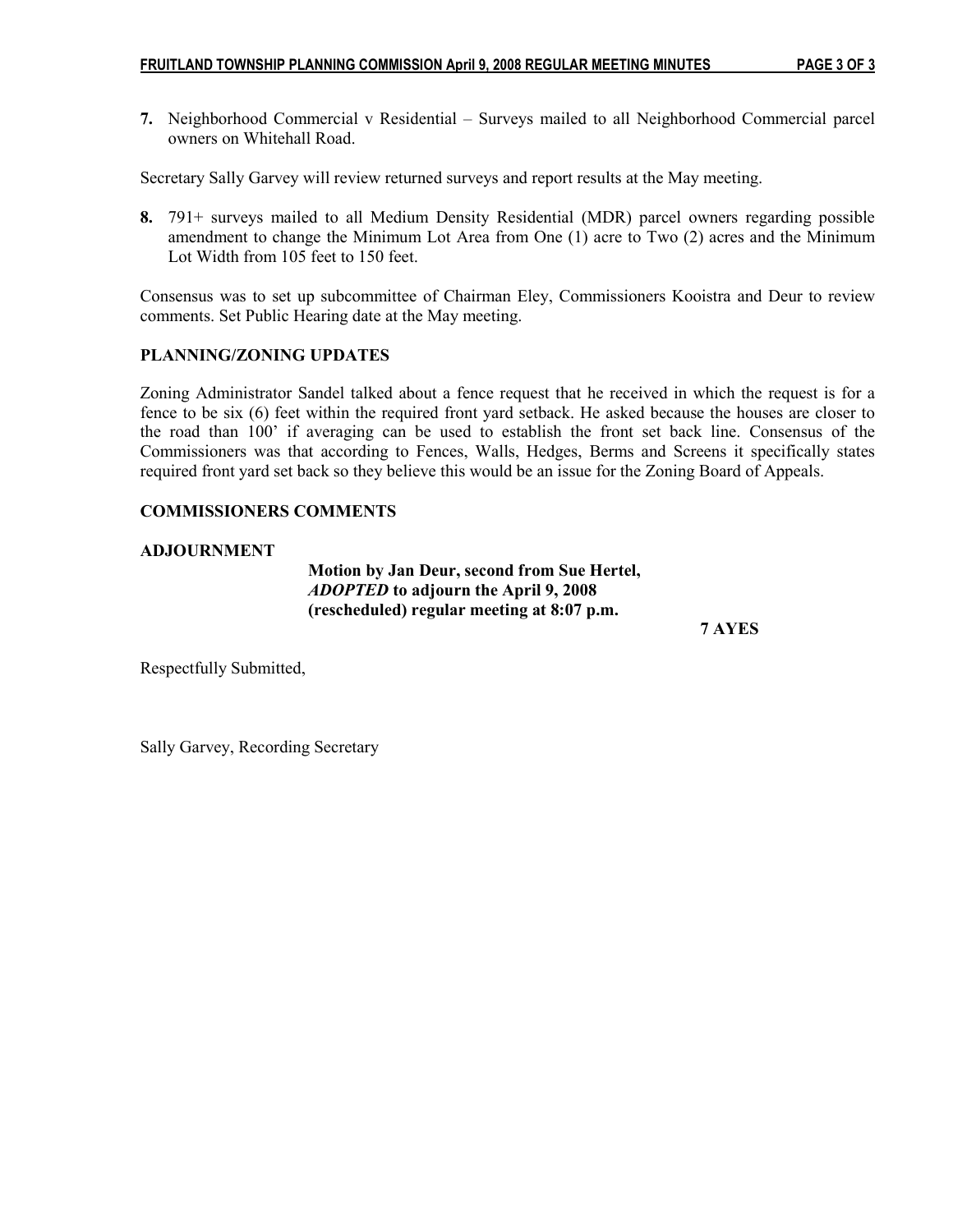7. Neighborhood Commercial v Residential – Surveys mailed to all Neighborhood Commercial parcel owners on Whitehall Road.

Secretary Sally Garvey will review returned surveys and report results at the May meeting.

8. 791+ surveys mailed to all Medium Density Residential (MDR) parcel owners regarding possible amendment to change the Minimum Lot Area from One (1) acre to Two (2) acres and the Minimum Lot Width from 105 feet to 150 feet.

Consensus was to set up subcommittee of Chairman Eley, Commissioners Kooistra and Deur to review comments. Set Public Hearing date at the May meeting.

**PLANNING/ZONING UPDATES**

Zoning Administrator Sandel talked about a fence request that he received in which the request is for a fence to be six (6) feet within the required front yard setback. He asked because the houses are closer to the road than 100' if averaging can be used to establish the front set back line. Consensus of the Commissioners was that according to Fences, Walls, Hedges, Berms and Screens it specifically states required front yard set back so they believe this would be an issue for the Zoning Board of Appeals.

**COMMISSIONERS COMMENTS**

**ADJOURNMENT**

**Motion by Jan Deur, second from Sue Hertel, *ADOPTED* to adjourn the April 9, 2008 (rescheduled) regular meeting at 8:07 p.m.**

**7 AYES**

Respectfully Submitted,

Sally Garvey, Recording Secretary